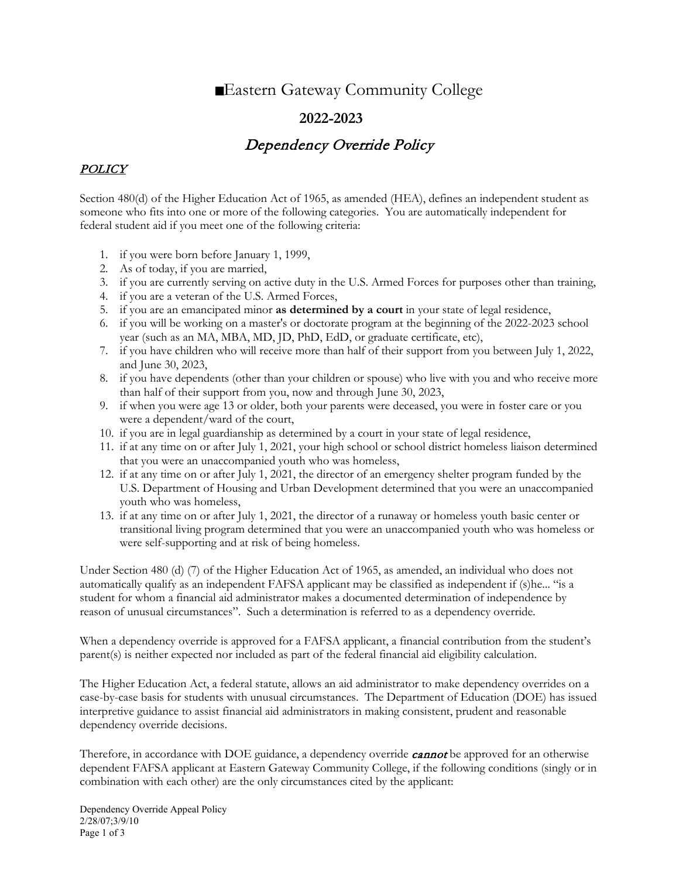# ■Eastern Gateway Community College

## 2022-2023

## *Dependency Override Policy*

### *POLICY*

Section 480(d) of the Higher Education Act of 1965, as amended (HEA), defines an independent student as someone who fits into one or more of the following categories. You are automatically independent for federal student aid if you meet one of the following criteria:

1. if you were born before January 1, 1999,
2. As of today, if you are married,
3. if you are currently serving on active duty in the U.S. Armed Forces for purposes other than training,
4. if you are a veteran of the U.S. Armed Forces,
5. if you are an emancipated minor **as determined by a court** in your state of legal residence,
6. if you will be working on a master's or doctorate program at the beginning of the 2022-2023 school year (such as an MA, MBA, MD, JD, PhD, EdD, or graduate certificate, etc),
7. if you have children who will receive more than half of their support from you between July 1, 2022, and June 30, 2023,
8. if you have dependents (other than your children or spouse) who live with you and who receive more than half of their support from you, now and through June 30, 2023,
9. if when you were age 13 or older, both your parents were deceased, you were in foster care or you were a dependent/ward of the court,
10. if you are in legal guardianship as determined by a court in your state of legal residence,
11. if at any time on or after July 1, 2021, your high school or school district homeless liaison determined that you were an unaccompanied youth who was homeless,
12. if at any time on or after July 1, 2021, the director of an emergency shelter program funded by the U.S. Department of Housing and Urban Development determined that you were an unaccompanied youth who was homeless,
13. if at any time on or after July 1, 2021, the director of a runaway or homeless youth basic center or transitional living program determined that you were an unaccompanied youth who was homeless or were self-supporting and at risk of being homeless.

Under Section 480 (d) (7) of the Higher Education Act of 1965, as amended, an individual who does not automatically qualify as an independent FAFSA applicant may be classified as independent if (s)he... "is a student for whom a financial aid administrator makes a documented determination of independence by reason of unusual circumstances". Such a determination is referred to as a dependency override.

When a dependency override is approved for a FAFSA applicant, a financial contribution from the student's parent(s) is neither expected nor included as part of the federal financial aid eligibility calculation.

The Higher Education Act, a federal statute, allows an aid administrator to make dependency overrides on a case-by-case basis for students with unusual circumstances. The Department of Education (DOE) has issued interpretive guidance to assist financial aid administrators in making consistent, prudent and reasonable dependency override decisions.

Therefore, in accordance with DOE guidance, a dependency override ***cannot*** be approved for an otherwise dependent FAFSA applicant at Eastern Gateway Community College, if the following conditions (singly or in combination with each other) are the only circumstances cited by the applicant: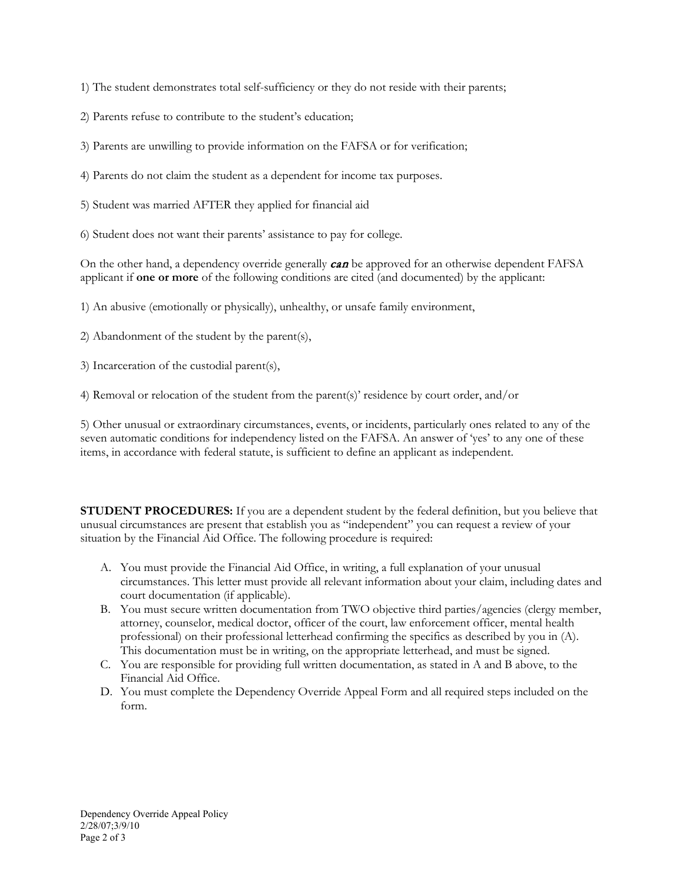1) The student demonstrates total self-sufficiency or they do not reside with their parents;

2) Parents refuse to contribute to the student's education;

3) Parents are unwilling to provide information on the FAFSA or for verification;

4) Parents do not claim the student as a dependent for income tax purposes.

5) Student was married AFTER they applied for financial aid

6) Student does not want their parents' assistance to pay for college.

On the other hand, a dependency override generally ***can*** be approved for an otherwise dependent FAFSA applicant if **one or more** of the following conditions are cited (and documented) by the applicant:

1) An abusive (emotionally or physically), unhealthy, or unsafe family environment,

2) Abandonment of the student by the parent(s),

3) Incarceration of the custodial parent(s),

4) Removal or relocation of the student from the parent(s)' residence by court order, and/or

5) Other unusual or extraordinary circumstances, events, or incidents, particularly ones related to any of the seven automatic conditions for independency listed on the FAFSA. An answer of 'yes' to any one of these items, in accordance with federal statute, is sufficient to define an applicant as independent.

**STUDENT PROCEDURES:** If you are a dependent student by the federal definition, but you believe that unusual circumstances are present that establish you as "independent" you can request a review of your situation by the Financial Aid Office. The following procedure is required:

A. You must provide the Financial Aid Office, in writing, a full explanation of your unusual circumstances. This letter must provide all relevant information about your claim, including dates and court documentation (if applicable).
B. You must secure written documentation from TWO objective third parties/agencies (clergy member, attorney, counselor, medical doctor, officer of the court, law enforcement officer, mental health professional) on their professional letterhead confirming the specifics as described by you in (A). This documentation must be in writing, on the appropriate letterhead, and must be signed.
C. You are responsible for providing full written documentation, as stated in A and B above, to the Financial Aid Office.
D. You must complete the Dependency Override Appeal Form and all required steps included on the form.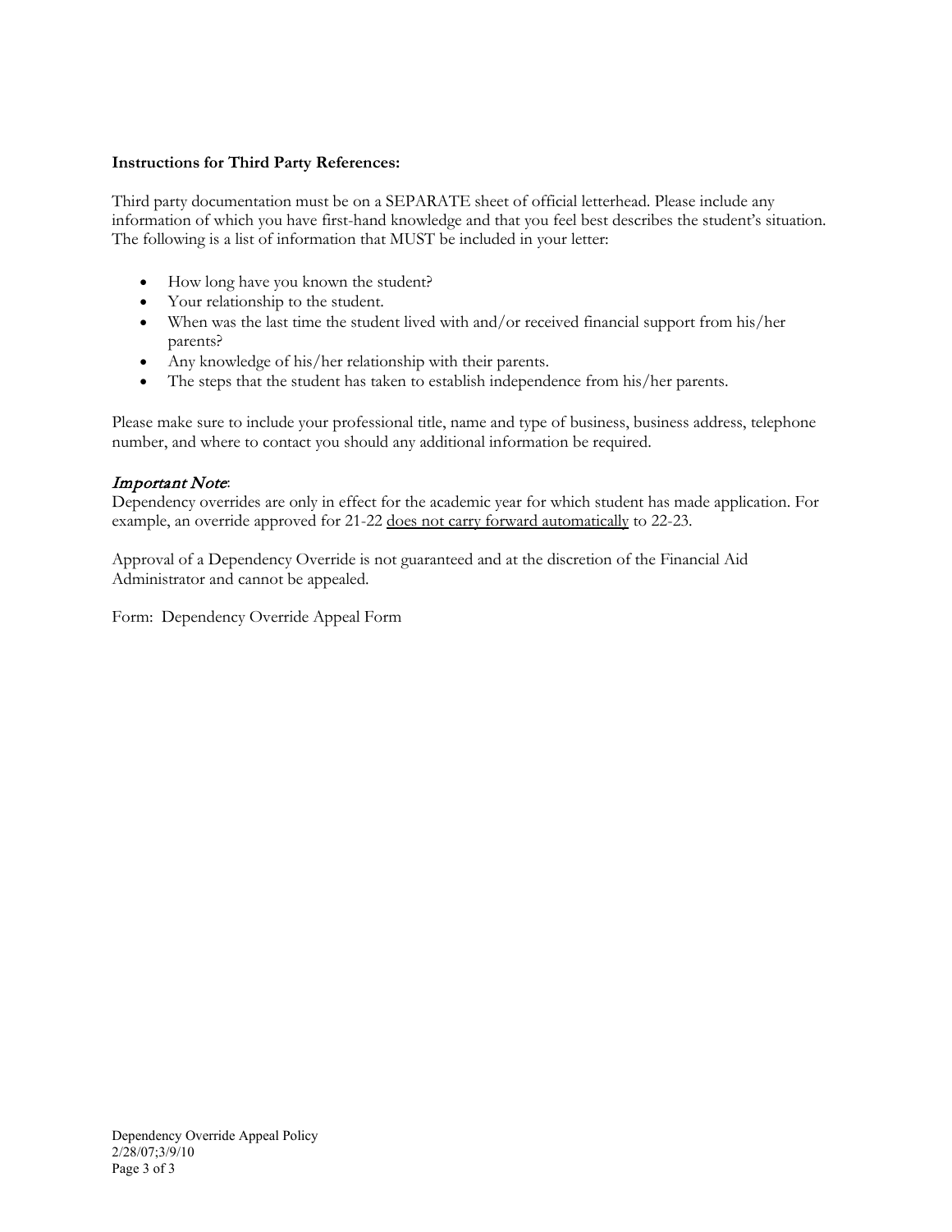**Instructions for Third Party References:**

Third party documentation must be on a SEPARATE sheet of official letterhead. Please include any information of which you have first-hand knowledge and that you feel best describes the student's situation. The following is a list of information that MUST be included in your letter:

- How long have you known the student?
- Your relationship to the student.
- When was the last time the student lived with and/or received financial support from his/her parents?
- Any knowledge of his/her relationship with their parents.
- The steps that the student has taken to establish independence from his/her parents.

Please make sure to include your professional title, name and type of business, business address, telephone number, and where to contact you should any additional information be required.

*Important Note*:

Dependency overrides are only in effect for the academic year for which student has made application. For example, an override approved for 21-22 <u>does not carry forward automatically</u> to 22-23.

Approval of a Dependency Override is not guaranteed and at the discretion of the Financial Aid Administrator and cannot be appealed.

Form: Dependency Override Appeal Form

Dependency Override Appeal Policy
2/28/07;3/9/10